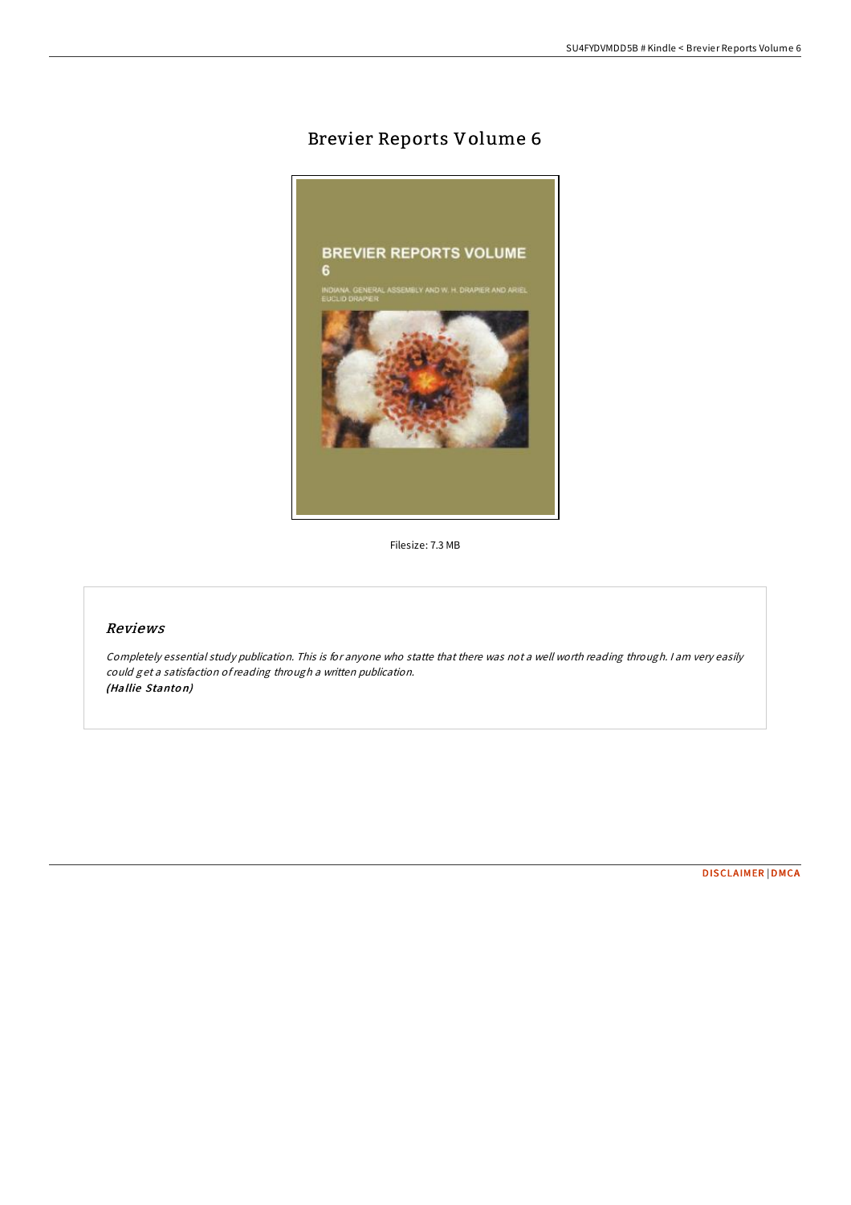# Brevier Reports Volume 6

Filesize: 7.3 MB

## *Reviews*

*Completely essential study publication. This is for anyone who statte that there was not a well worth reading through. I am very easily could get a satisfaction of reading through a written publication.*
***(Hallie Stanton)***

DISCLAIMER | DMCA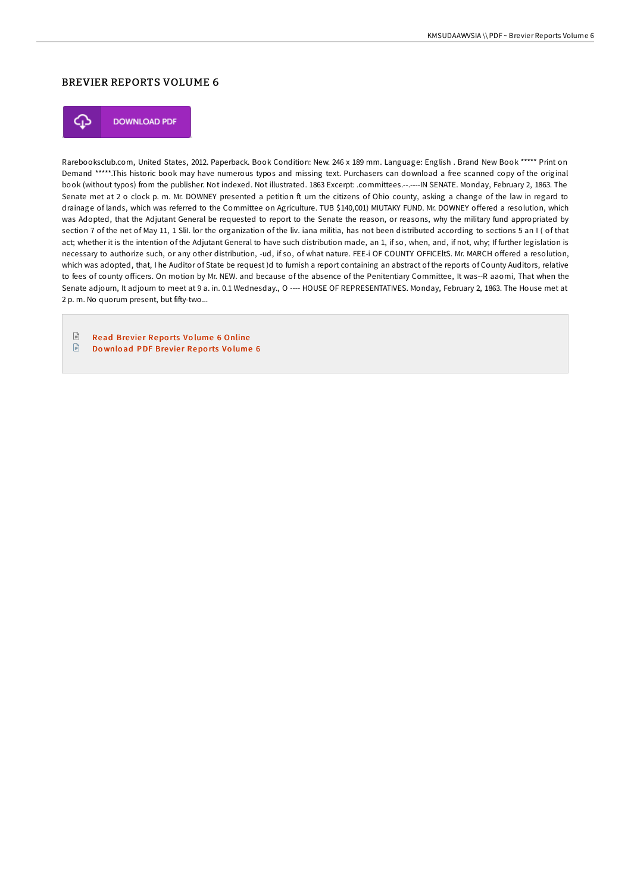## BREVIER REPORTS VOLUME 6

DOWNLOAD PDF

Rarebooksclub.com, United States, 2012. Paperback. Book Condition: New. 246 x 189 mm. Language: English . Brand New Book ***** Print on Demand *****.This historic book may have numerous typos and missing text. Purchasers can download a free scanned copy of the original book (without typos) from the publisher. Not indexed. Not illustrated. 1863 Excerpt: .committees.--.----IN SENATE. Monday, February 2, 1863. The Senate met at 2 o clock p. m. Mr. DOWNEY presented a petition ft urn the citizens of Ohio county, asking a change of the law in regard to drainage of lands, which was referred to the Committee on Agriculture. TUB $140,001) MIUTAKY FUND. Mr. DOWNEY offered a resolution, which was Adopted, that the Adjutant General be requested to report to the Senate the reason, or reasons, why the military fund appropriated by section 7 of the net of May 11, 1 SliI. lor the organization of the liv. iana militia, has not been distributed according to sections 5 an I ( of that act; whether it is the intention of the Adjutant General to have such distribution made, an 1, if so, when, and, if not, why; If further legislation is necessary to authorize such, or any other distribution, -ud, if so, of what nature. FEE-i OF COUNTY OFFICEltS. Mr. MARCH offered a resolution, which was adopted, that, I he Auditor of State be request )d to furnish a report containing an abstract of the reports of County Auditors, relative to fees of county officers. On motion by Mr. NEW. and because of the absence of the Penitentiary Committee, It was--R aaomi, That when the Senate adjourn, It adjourn to meet at 9 a. in. 0.1 Wednesday., O ---- HOUSE OF REPRESENTATIVES. Monday, February 2, 1863. The House met at 2 p. m. No quorum present, but fifty-two...

- Read Brevier Reports Volume 6 Online
- Download PDF Brevier Reports Volume 6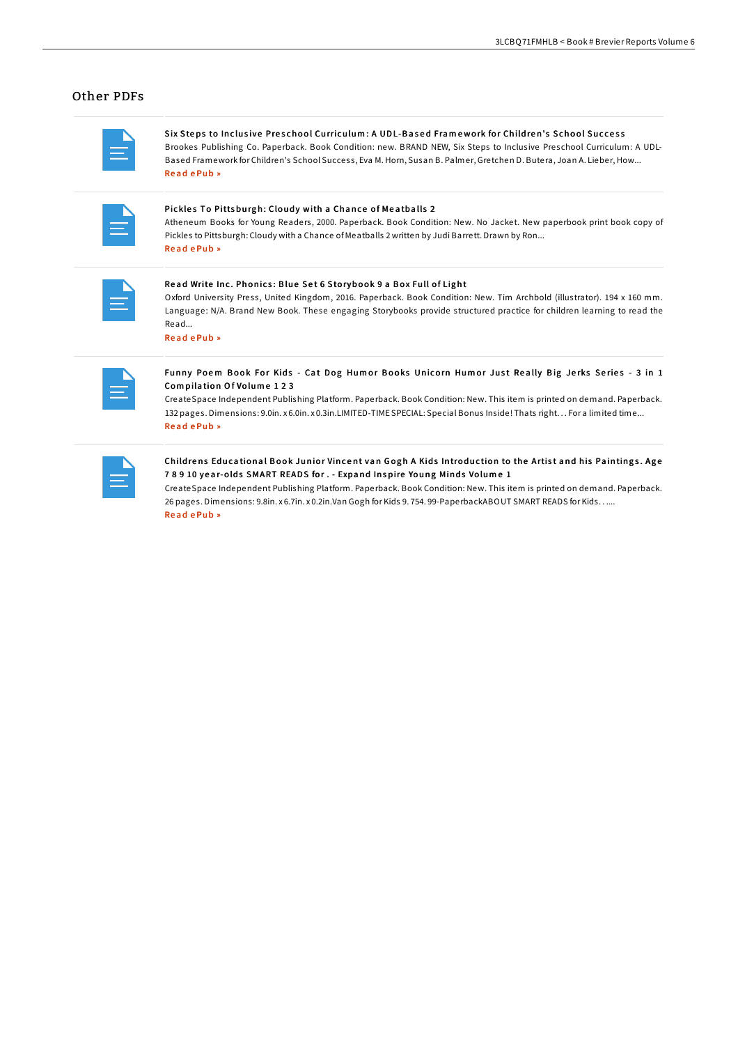## Other PDFs

**Six Steps to Inclusive Preschool Curriculum: A UDL-Based Framework for Children's School Success**

Brookes Publishing Co. Paperback. Book Condition: new. BRAND NEW, Six Steps to Inclusive Preschool Curriculum: A UDL-Based Framework for Children's School Success, Eva M. Horn, Susan B. Palmer, Gretchen D. Butera, Joan A. Lieber, How...

Read ePub »

**Pickles To Pittsburgh: Cloudy with a Chance of Meatballs 2**

Atheneum Books for Young Readers, 2000. Paperback. Book Condition: New. No Jacket. New paperbook print book copy of Pickles to Pittsburgh: Cloudy with a Chance of Meatballs 2 written by Judi Barrett. Drawn by Ron...

Read ePub »

**Read Write Inc. Phonics: Blue Set 6 Storybook 9 a Box Full of Light**

Oxford University Press, United Kingdom, 2016. Paperback. Book Condition: New. Tim Archbold (illustrator). 194 x 160 mm. Language: N/A. Brand New Book. These engaging Storybooks provide structured practice for children learning to read the Read...

Read ePub »

**Funny Poem Book For Kids - Cat Dog Humor Books Unicorn Humor Just Really Big Jerks Series - 3 in 1 Compilation Of Volume 1 2 3**

CreateSpace Independent Publishing Platform. Paperback. Book Condition: New. This item is printed on demand. Paperback. 132 pages. Dimensions: 9.0in. x 6.0in. x 0.3in.LIMITED-TIME SPECIAL: Special Bonus Inside! Thats right. . . For a limited time...

Read ePub »

**Childrens Educational Book Junior Vincent van Gogh A Kids Introduction to the Artist and his Paintings. Age 7 8 9 10 year-olds SMART READS for . - Expand Inspire Young Minds Volume 1**

CreateSpace Independent Publishing Platform. Paperback. Book Condition: New. This item is printed on demand. Paperback. 26 pages. Dimensions: 9.8in. x 6.7in. x 0.2in.Van Gogh for Kids 9. 754. 99-PaperbackABOUT SMART READS for Kids. . ....

Read ePub »